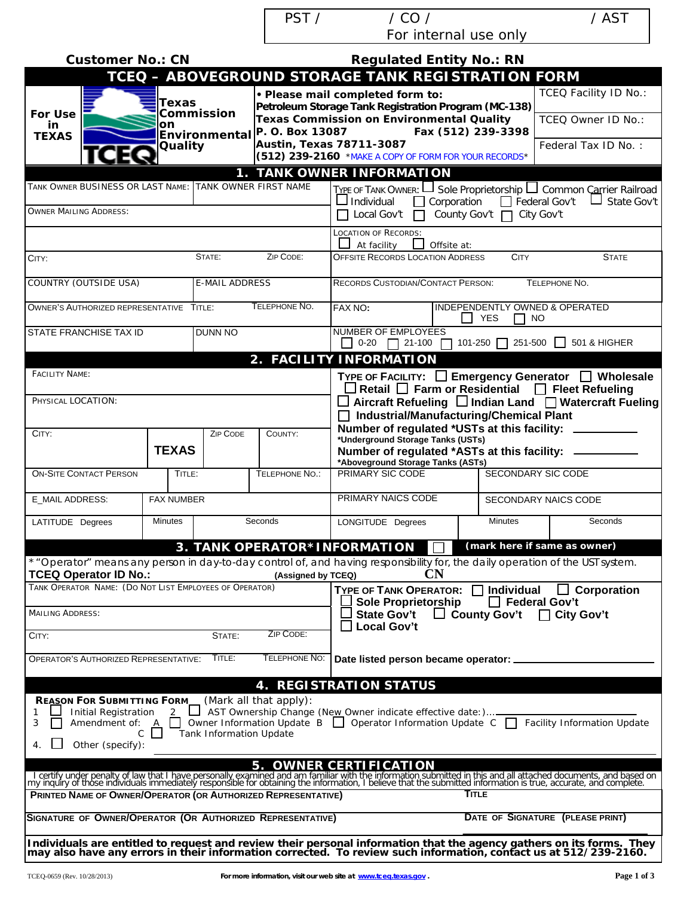PST / / CO / / AST
For internal use only

**Customer No.: CN** **Regulated Entity No.: RN**

# TCEQ – ABOVEGROUND STORAGE TANK REGISTRATION FORM

| For Use in TEXAS | Texas Commission on Environmental Quality | • Please mail completed form to: Petroleum Storage Tank Registration Program (MC-138) Texas Commission on Environmental Quality P. O. Box 13087 Fax (512) 239-3398 Austin, Texas 78711-3087 (512) 239-2160 *MAKE A COPY OF FORM FOR YOUR RECORDS* | TCEQ Facility ID No.: TCEQ Owner ID No.: Federal Tax ID No. : |
|---|---|---|---|

## 1. TANK OWNER INFORMATION

| TANK OWNER BUSINESS OR LAST NAME: | TANK OWNER FIRST NAME | TYPE OF TANK OWNER: ☐ Sole Proprietorship ☐ Common Carrier Railroad ☐ Individual ☐ Corporation ☐ Federal Gov't ☐ State Gov't ☐ Local Gov't ☐ County Gov't ☐ City Gov't |
|---|---|---|
| OWNER MAILING ADDRESS: | | LOCATION OF RECORDS: ☐ At facility ☐ Offsite at: |
| CITY: STATE: ZIP CODE: | | OFFSITE RECORDS LOCATION ADDRESS CITY STATE |
| COUNTRY (OUTSIDE USA) | E-MAIL ADDRESS | RECORDS CUSTODIAN/CONTACT PERSON: TELEPHONE NO. |
| OWNER'S AUTHORIZED REPRESENTATIVE TITLE: TELEPHONE NO. | | FAX NO: INDEPENDENTLY OWNED & OPERATED ☐ YES ☐ NO |
| STATE FRANCHISE TAX ID | DUNN NO | NUMBER OF EMPLOYEES ☐ 0-20 ☐ 21-100 ☐ 101-250 ☐ 251-500 ☐ 501 & HIGHER |

## 2. FACILITY INFORMATION

| FACILITY NAME: | | | | TYPE OF FACILITY: ☐ Emergency Generator ☐ Wholesale ☐ Retail ☐ Farm or Residential ☐ Fleet Refueling |
|---|---|---|---|---|
| PHYSICAL LOCATION: | | | | ☐ Aircraft Refueling ☐ Indian Land ☐ Watercraft Fueling ☐ Industrial/Manufacturing/Chemical Plant |
| CITY: | TEXAS | ZIP CODE | COUNTY: | Number of regulated *USTs at this facility: ______ *Underground Storage Tanks (USTs) Number of regulated *ASTs at this facility: ______ *Aboveground Storage Tanks (ASTs) |
| ON-SITE CONTACT PERSON | TITLE: | TELEPHONE NO.: | | PRIMARY SIC CODE / SECONDARY SIC CODE |
| E_MAIL ADDRESS: | FAX NUMBER | | | PRIMARY NAICS CODE / SECONDARY NAICS CODE |
| LATITUDE Degrees | Minutes | Seconds | | LONGITUDE Degrees / Minutes / Seconds |

## 3. TANK OPERATOR* INFORMATION ☐ (mark here if same as owner)

*"Operator" means any person in day-to-day control of, and having responsibility for, the daily operation of the UST system.

**TCEQ Operator ID No.:** (Assigned by TCEQ) **CN**

| TANK OPERATOR NAME: (DO NOT LIST EMPLOYEES OF OPERATOR) | | | TYPE OF TANK OPERATOR: ☐ Individual ☐ Corporation ☐ Sole Proprietorship ☐ Federal Gov't ☐ State Gov't ☐ County Gov't ☐ City Gov't ☐ Local Gov't |
|---|---|---|---|
| MAILING ADDRESS: | | | |
| CITY: | STATE: | ZIP CODE: | |
| OPERATOR'S AUTHORIZED REPRESENTATIVE: | TITLE: | TELEPHONE NO: | Date listed person became operator: ______ |

## 4. REGISTRATION STATUS

**REASON FOR SUBMITTING FORM** (Mark all that apply):

1 ☐ Initial Registration 2 ☐ AST Ownership Change (New Owner indicate effective date:)......______
3 ☐ Amendment of: A ☐ Owner Information Update B ☐ Operator Information Update C ☐ Facility Information Update
C ☐ Tank Information Update
4. ☐ Other (specify): ______

## 5. OWNER CERTIFICATION

I certify under penalty of law that I have personally examined and am familiar with the information submitted in this and all attached documents, and based on my inquiry of those individuals immediately responsible for obtaining the information, I believe that the submitted information is true, accurate, and complete.

| PRINTED NAME OF OWNER/OPERATOR (OR AUTHORIZED REPRESENTATIVE) | TITLE |
|---|---|
| SIGNATURE OF OWNER/OPERATOR (OR AUTHORIZED REPRESENTATIVE) | DATE OF SIGNATURE (PLEASE PRINT) |

**Individuals are entitled to request and review their personal information that the agency gathers on its forms. They may also have any errors in their information corrected. To review such information, contact us at 512/239-2160.**

TCEQ-0659 (Rev. 10/28/2013) **For more information, visit our web site at www.tceq.texas.gov.**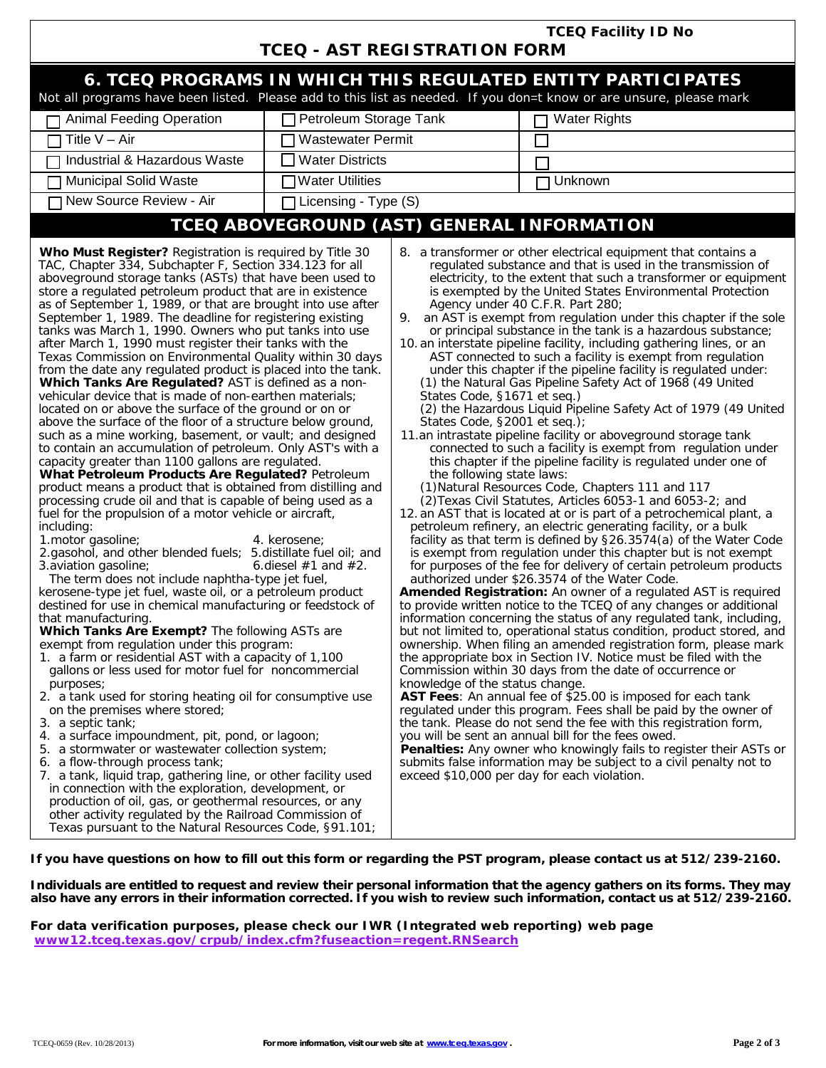**TCEQ Facility ID No**

# TCEQ - AST REGISTRATION FORM

## 6. TCEQ PROGRAMS IN WHICH THIS REGULATED ENTITY PARTICIPATES

Not all programs have been listed. Please add to this list as needed. If you don=t know or are unsure, please mark

| | | |
|---|---|---|
| ☐ Animal Feeding Operation | ☐ Petroleum Storage Tank | ☐ Water Rights |
| ☐ Title V – Air | ☐ Wastewater Permit | ☐ |
| ☐ Industrial & Hazardous Waste | ☐ Water Districts | ☐ |
| ☐ Municipal Solid Waste | ☐ Water Utilities | ☐ Unknown |
| ☐ New Source Review - Air | ☐ Licensing - Type (S) | |

## TCEQ ABOVEGROUND (AST) GENERAL INFORMATION

**Who Must Register?** Registration is required by Title 30 TAC, Chapter 334, Subchapter F, Section 334.123 for all aboveground storage tanks (ASTs) that have been used to store a regulated petroleum product that are in existence as of September 1, 1989, or that are brought into use after September 1, 1989. The deadline for registering existing tanks was March 1, 1990. Owners who put tanks into use after March 1, 1990 must register their tanks with the Texas Commission on Environmental Quality within 30 days from the date any regulated product is placed into the tank.
**Which Tanks Are Regulated?** AST is defined as a non-vehicular device that is made of non-earthen materials; located on or above the surface of the ground or on or above the surface of the floor of a structure below ground, such as a mine working, basement, or vault; and designed to contain an accumulation of petroleum. Only AST's with a capacity greater than 1100 gallons are regulated.
**What Petroleum Products Are Regulated?** Petroleum product means a product that is obtained from distilling and processing crude oil and that is capable of being used as a fuel for the propulsion of a motor vehicle or aircraft, including:

1. motor gasoline;
2. gasohol, and other blended fuels;
3. aviation gasoline;
4. kerosene;
5. distillate fuel oil; and
6. diesel #1 and #2.

The term does not include naphtha-type jet fuel, kerosene-type jet fuel, waste oil, or a petroleum product destined for use in chemical manufacturing or feedstock of that manufacturing.
**Which Tanks Are Exempt?** The following ASTs are exempt from regulation under this program:

1. a farm or residential AST with a capacity of 1,100 gallons or less used for motor fuel for noncommercial purposes;
2. a tank used for storing heating oil for consumptive use on the premises where stored;
3. a septic tank;
4. a surface impoundment, pit, pond, or lagoon;
5. a stormwater or wastewater collection system;
6. a flow-through process tank;
7. a tank, liquid trap, gathering line, or other facility used in connection with the exploration, development, or production of oil, gas, or geothermal resources, or any other activity regulated by the Railroad Commission of Texas pursuant to the Natural Resources Code, §91.101;
8. a transformer or other electrical equipment that contains a regulated substance and that is used in the transmission of electricity, to the extent that such a transformer or equipment is exempted by the United States Environmental Protection Agency under 40 C.F.R. Part 280;
9. an AST is exempt from regulation under this chapter if the sole or principal substance in the tank is a hazardous substance;
10. an interstate pipeline facility, including gathering lines, or an AST connected to such a facility is exempt from regulation under this chapter if the pipeline facility is regulated under:
   (1) the Natural Gas Pipeline Safety Act of 1968 (49 United States Code, §1671 et seq.)
   (2) the Hazardous Liquid Pipeline Safety Act of 1979 (49 United States Code, §2001 et seq.);
11. an intrastate pipeline facility or aboveground storage tank connected to such a facility is exempt from regulation under this chapter if the pipeline facility is regulated under one of the following state laws:
   (1) Natural Resources Code, Chapters 111 and 117
   (2) Texas Civil Statutes, Articles 6053-1 and 6053-2; and
12. an AST that is located at or is part of a petrochemical plant, a petroleum refinery, an electric generating facility, or a bulk facility as that term is defined by §26.3574(a) of the Water Code is exempt from regulation under this chapter but is not exempt for purposes of the fee for delivery of certain petroleum products authorized under §26.3574 of the Water Code.

**Amended Registration:** An owner of a regulated AST is required to provide written notice to the TCEQ of any changes or additional information concerning the status of any regulated tank, including, but not limited to, operational status condition, product stored, and ownership. When filing an amended registration form, please mark the appropriate box in Section IV. Notice must be filed with the Commission within 30 days from the date of occurrence or knowledge of the status change.
**AST Fees**: An annual fee of $25.00 is imposed for each tank regulated under this program. Fees shall be paid by the owner of the tank. Please do not send the fee with this registration form, you will be sent an annual bill for the fees owed.
**Penalties:** Any owner who knowingly fails to register their ASTs or submits false information may be subject to a civil penalty not to exceed $10,000 per day for each violation.

**If you have questions on how to fill out this form or regarding the PST program, please contact us at 512/239-2160.**

**Individuals are entitled to request and review their personal information that the agency gathers on its forms. They may also have any errors in their information corrected. If you wish to review such information, contact us at 512/239-2160.**

**For data verification purposes, please check our IWR (Integrated web reporting) web page www12.tceq.texas.gov/crpub/index.cfm?fuseaction=regent.RNSearch**

TCEQ-0659 (Rev. 10/28/2013) **For more information, visit our web site at www.tceq.texas.gov.**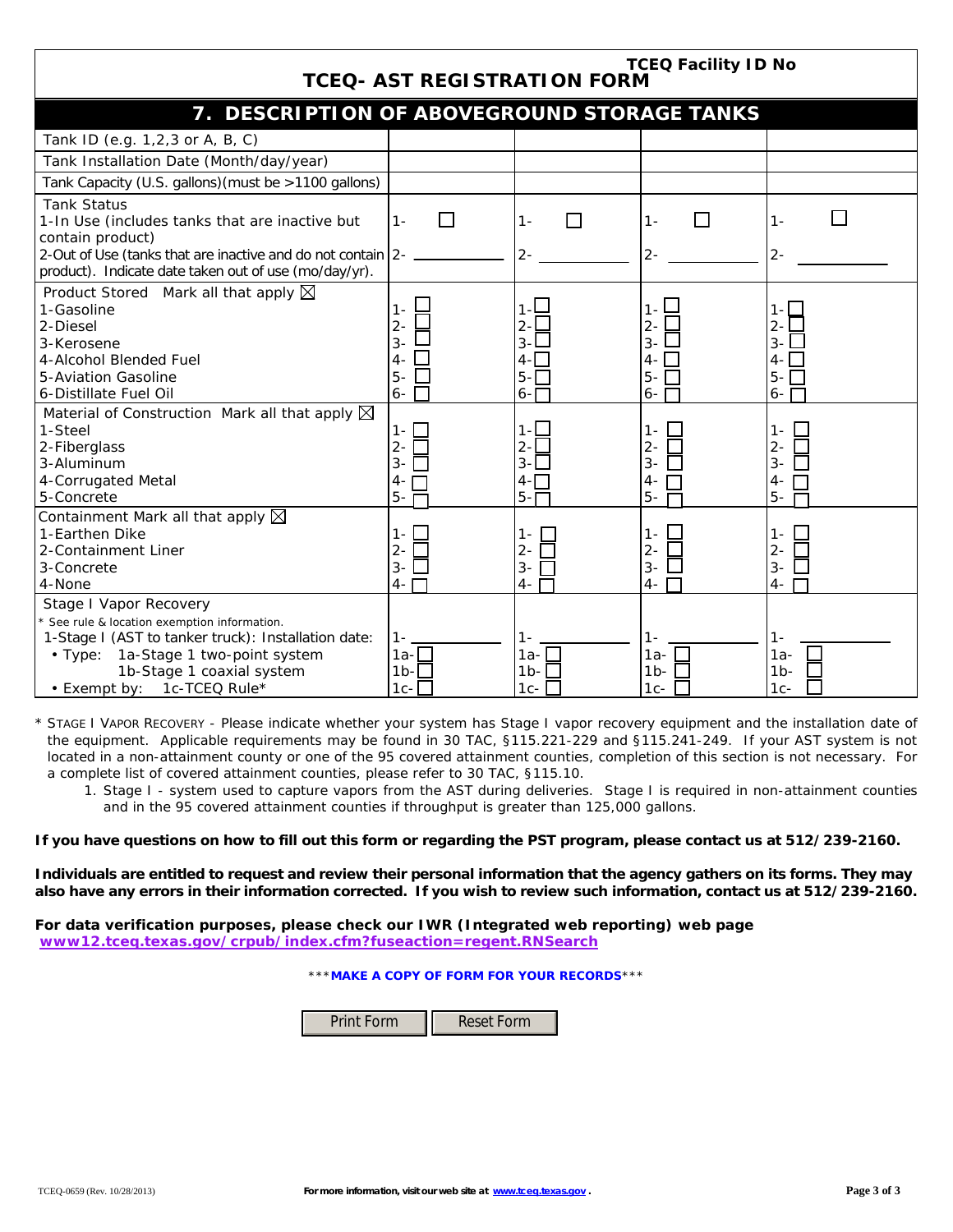**TCEQ Facility ID No**

# TCEQ- AST REGISTRATION FORM

## 7. DESCRIPTION OF ABOVEGROUND STORAGE TANKS

| | | | | |
|---|---|---|---|---|
| Tank ID (e.g. 1,2,3 or A, B, C) | | | | |
| Tank Installation Date (Month/day/year) | | | | |
| Tank Capacity (U.S. gallons)(must be >1100 gallons) | | | | |
| Tank Status<br>1-In Use (includes tanks that are inactive but contain product)<br>2-Out of Use (tanks that are inactive and do not contain product). Indicate date taken out of use (mo/day/yr). | 1- ☐<br>2- ______ | 1- ☐<br>2- ______ | 1- ☐<br>2- ______ | 1- ☐<br>2- ______ |
| Product Stored Mark all that apply ☒<br>1-Gasoline<br>2-Diesel<br>3-Kerosene<br>4-Alcohol Blended Fuel<br>5-Aviation Gasoline<br>6-Distillate Fuel Oil | 1- ☐<br>2- ☐<br>3- ☐<br>4- ☐<br>5- ☐<br>6- ☐ | 1- ☐<br>2- ☐<br>3- ☐<br>4- ☐<br>5- ☐<br>6- ☐ | 1- ☐<br>2- ☐<br>3- ☐<br>4- ☐<br>5- ☐<br>6- ☐ | 1- ☐<br>2- ☐<br>3- ☐<br>4- ☐<br>5- ☐<br>6- ☐ |
| Material of Construction Mark all that apply ☒<br>1-Steel<br>2-Fiberglass<br>3-Aluminum<br>4-Corrugated Metal<br>5-Concrete | 1- ☐<br>2- ☐<br>3- ☐<br>4- ☐<br>5- ☐ | 1- ☐<br>2- ☐<br>3- ☐<br>4- ☐<br>5- ☐ | 1- ☐<br>2- ☐<br>3- ☐<br>4- ☐<br>5- ☐ | 1- ☐<br>2- ☐<br>3- ☐<br>4- ☐<br>5- ☐ |
| Containment Mark all that apply ☒<br>1-Earthen Dike<br>2-Containment Liner<br>3-Concrete<br>4-None | 1- ☐<br>2- ☐<br>3- ☐<br>4- ☐ | 1- ☐<br>2- ☐<br>3- ☐<br>4- ☐ | 1- ☐<br>2- ☐<br>3- ☐<br>4- ☐ | 1- ☐<br>2- ☐<br>3- ☐<br>4- ☐ |
| Stage I Vapor Recovery<br>* See rule & location exemption information.<br>1-Stage I (AST to tanker truck): Installation date:<br>• Type: 1a-Stage 1 two-point system<br>1b-Stage 1 coaxial system<br>• Exempt by: 1c-TCEQ Rule* | 1- ______<br>1a- ☐<br>1b- ☐<br>1c- ☐ | 1- ______<br>1a- ☐<br>1b- ☐<br>1c- ☐ | 1- ______<br>1a- ☐<br>1b- ☐<br>1c- ☐ | 1- ______<br>1a- ☐<br>1b- ☐<br>1c- ☐ |

\* STAGE I VAPOR RECOVERY - Please indicate whether your system has Stage I vapor recovery equipment and the installation date of the equipment. Applicable requirements may be found in 30 TAC, §115.221-229 and §115.241-249. If your AST system is not located in a non-attainment county or one of the 95 covered attainment counties, completion of this section is not necessary. For a complete list of covered attainment counties, please refer to 30 TAC, §115.10.

1. Stage I - system used to capture vapors from the AST during deliveries. Stage I is required in non-attainment counties and in the 95 covered attainment counties if throughput is greater than 125,000 gallons.

**If you have questions on how to fill out this form or regarding the PST program, please contact us at 512/239-2160.**

**Individuals are entitled to request and review their personal information that the agency gathers on its forms. They may also have any errors in their information corrected. If you wish to review such information, contact us at 512/239-2160.**

**For data verification purposes, please check our IWR (Integrated web reporting) web page www12.tceq.texas.gov/crpub/index.cfm?fuseaction=regent.RNSearch**

\*\*\***MAKE A COPY OF FORM FOR YOUR RECORDS**\*\*\*

Print Form | Reset Form

TCEQ-0659 (Rev. 10/28/2013) **For more information, visit our web site at www.tceq.texas.gov.**